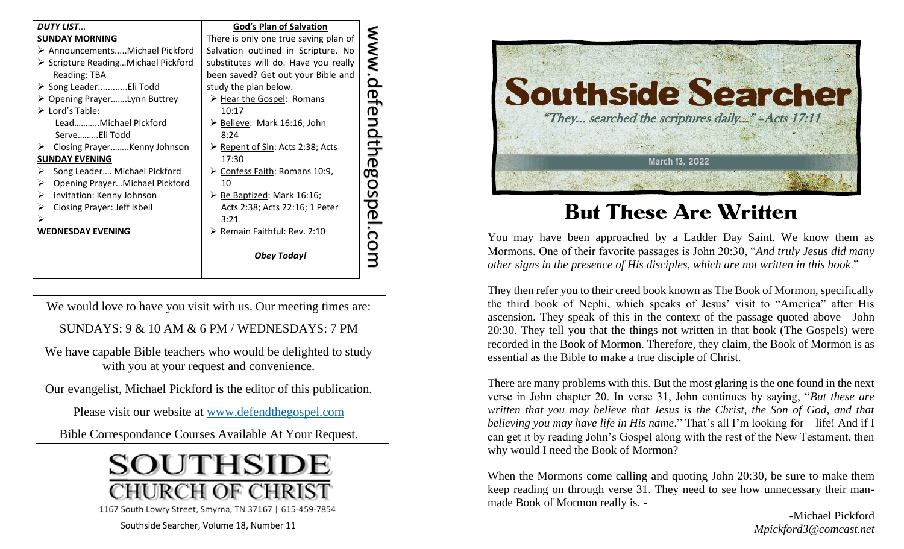*DUTY LIST…*

**SUNDAY MORNING**

- Announcements.....Michael Pickford
- Scripture Reading…Michael Pickford
  Reading: TBA
- Song Leader............Eli Todd
- Opening Prayer…….Lynn Buttrey
- Lord's Table:
  Lead………..Michael Pickford
  Serve………Eli Todd
- Closing Prayer……..Kenny Johnson

**SUNDAY EVENING**

- Song Leader…. Michael Pickford
- Opening Prayer…Michael Pickford
- Invitation: Kenny Johnson
- Closing Prayer: Jeff Isbell

**WEDNESDAY EVENING**

**God's Plan of Salvation**

There is only one true saving plan of Salvation outlined in Scripture. No substitutes will do. Have you really been saved? Get out your Bible and study the plan below.

- Hear the Gospel: Romans 10:17
- Believe: Mark 16:16; John 8:24
- Repent of Sin: Acts 2:38; Acts 17:30
- Confess Faith: Romans 10:9, 10
- Be Baptized: Mark 16:16; Acts 2:38; Acts 22:16; 1 Peter 3:21
- Remain Faithful: Rev. 2:10

***Obey Today!***

www.defendthegospel.com

We would love to have you visit with us. Our meeting times are:

SUNDAYS: 9 & 10 AM & 6 PM / WEDNESDAYS: 7 PM

We have capable Bible teachers who would be delighted to study with you at your request and convenience.

Our evangelist, Michael Pickford is the editor of this publication.

Please visit our website at [www.defendthegospel.com](http://www.defendthegospel.com)

Bible Correspondance Courses Available At Your Request.

**SOUTHSIDE CHURCH OF CHRIST**

1167 South Lowry Street, Smyrna, TN 37167 | 615-459-7854

Southside Searcher, Volume 18, Number 11

# Southside Searcher

*"They... searched the scriptures daily..." -Acts 17:11*

March 13, 2022

## But These Are Written

You may have been approached by a Ladder Day Saint. We know them as Mormons. One of their favorite passages is John 20:30, "*And truly Jesus did many other signs in the presence of His disciples, which are not written in this book*."

They then refer you to their creed book known as The Book of Mormon, specifically the third book of Nephi, which speaks of Jesus' visit to "America" after His ascension. They speak of this in the context of the passage quoted above—John 20:30. They tell you that the things not written in that book (The Gospels) were recorded in the Book of Mormon. Therefore, they claim, the Book of Mormon is as essential as the Bible to make a true disciple of Christ.

There are many problems with this. But the most glaring is the one found in the next verse in John chapter 20. In verse 31, John continues by saying, "*But these are written that you may believe that Jesus is the Christ, the Son of God, and that believing you may have life in His name*." That's all I'm looking for—life! And if I can get it by reading John's Gospel along with the rest of the New Testament, then why would I need the Book of Mormon?

When the Mormons come calling and quoting John 20:30, be sure to make them keep reading on through verse 31. They need to see how unnecessary their man-made Book of Mormon really is. -

-Michael Pickford
*Mpickford3@comcast.net*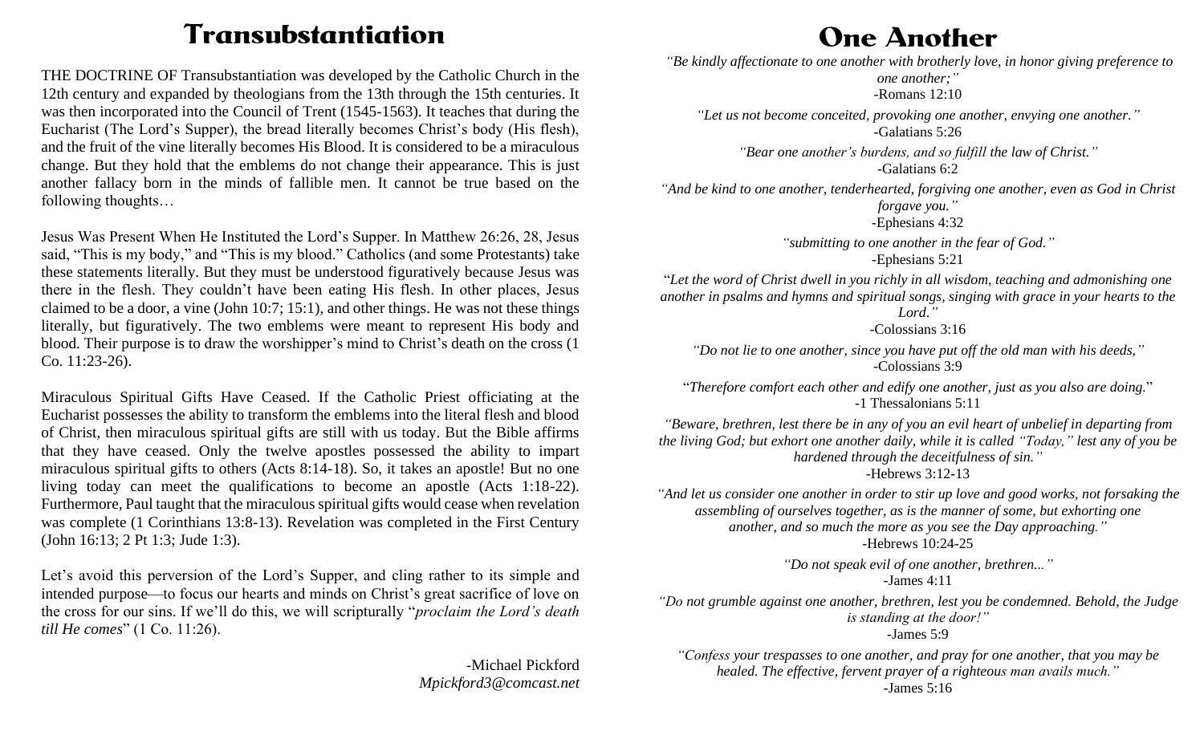# Transubstantiation

THE DOCTRINE OF Transubstantiation was developed by the Catholic Church in the 12th century and expanded by theologians from the 13th through the 15th centuries. It was then incorporated into the Council of Trent (1545-1563). It teaches that during the Eucharist (The Lord's Supper), the bread literally becomes Christ's body (His flesh), and the fruit of the vine literally becomes His Blood. It is considered to be a miraculous change. But they hold that the emblems do not change their appearance. This is just another fallacy born in the minds of fallible men. It cannot be true based on the following thoughts…

Jesus Was Present When He Instituted the Lord's Supper. In Matthew 26:26, 28, Jesus said, "This is my body," and "This is my blood." Catholics (and some Protestants) take these statements literally. But they must be understood figuratively because Jesus was there in the flesh. They couldn't have been eating His flesh. In other places, Jesus claimed to be a door, a vine (John 10:7; 15:1), and other things. He was not these things literally, but figuratively. The two emblems were meant to represent His body and blood. Their purpose is to draw the worshipper's mind to Christ's death on the cross (1 Co. 11:23-26).

Miraculous Spiritual Gifts Have Ceased. If the Catholic Priest officiating at the Eucharist possesses the ability to transform the emblems into the literal flesh and blood of Christ, then miraculous spiritual gifts are still with us today. But the Bible affirms that they have ceased. Only the twelve apostles possessed the ability to impart miraculous spiritual gifts to others (Acts 8:14-18). So, it takes an apostle! But no one living today can meet the qualifications to become an apostle (Acts 1:18-22). Furthermore, Paul taught that the miraculous spiritual gifts would cease when revelation was complete (1 Corinthians 13:8-13). Revelation was completed in the First Century (John 16:13; 2 Pt 1:3; Jude 1:3).

Let's avoid this perversion of the Lord's Supper, and cling rather to its simple and intended purpose—to focus our hearts and minds on Christ's great sacrifice of love on the cross for our sins. If we'll do this, we will scripturally "*proclaim the Lord's death till He comes*" (1 Co. 11:26).

-Michael Pickford
*Mpickford3@comcast.net*

# One Another

*"Be kindly affectionate to one another with brotherly love, in honor giving preference to one another;"*
-Romans 12:10

*"Let us not become conceited, provoking one another, envying one another."*
-Galatians 5:26

*"Bear one another's burdens, and so fulfill the law of Christ."*
-Galatians 6:2

*"And be kind to one another, tenderhearted, forgiving one another, even as God in Christ forgave you."*
-Ephesians 4:32

*"submitting to one another in the fear of God."*
-Ephesians 5:21

"*Let the word of Christ dwell in you richly in all wisdom, teaching and admonishing one another in psalms and hymns and spiritual songs, singing with grace in your hearts to the Lord."*
-Colossians 3:16

*"Do not lie to one another, since you have put off the old man with his deeds,"*
-Colossians 3:9

"*Therefore comfort each other and edify one another, just as you also are doing.*"
-1 Thessalonians 5:11

*"Beware, brethren, lest there be in any of you an evil heart of unbelief in departing from the living God; but exhort one another daily, while it is called "Today," lest any of you be hardened through the deceitfulness of sin."*
-Hebrews 3:12-13

*"And let us consider one another in order to stir up love and good works, not forsaking the assembling of ourselves together, as is the manner of some, but exhorting one another, and so much the more as you see the Day approaching."*
-Hebrews 10:24-25

*"Do not speak evil of one another, brethren..."*
-James 4:11

*"Do not grumble against one another, brethren, lest you be condemned. Behold, the Judge is standing at the door!"*
-James 5:9

*"Confess your trespasses to one another, and pray for one another, that you may be healed. The effective, fervent prayer of a righteous man avails much."*
-James 5:16